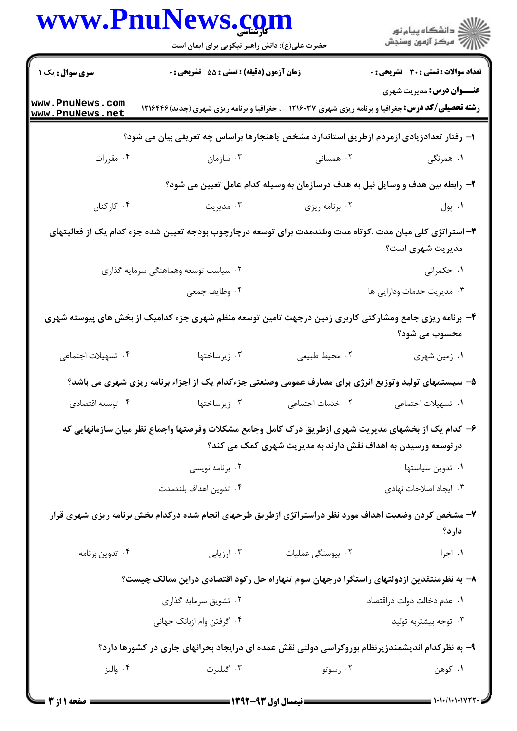**سری سوال:** یک ۱

**زمان آزمون (دقیقه) : تستی : ۵۵ تشریحی : ۰**

**تعداد سوالات : تستی : ۳۰ تشریحی : ۰**

**عنـــوان درس:** مدیریت شهری

**رشته تحصیلی/کد درس:** جغرافیا و برنامه ریزی شهری ۱۲۱۶۰۳۷ - ، جغرافیا و برنامه ریزی شهری (جدید)۱۲۱۶۴۴۶

**۱- رفتار تعدادزیادی ازمردم ازطریق استاندارد مشخص یاهنجارها براساس چه تعریفی بیان می شود؟**

۱. همرنگی
۲. همسانی
۳. سازمان
۴. مقررات

**۲- رابطه بین هدف و وسایل نیل به هدف درسازمان به وسیله کدام عامل تعیین می شود؟**

۱. پول
۲. برنامه ریزی
۳. مدیریت
۴. کارکنان

**۳- استراتژی کلی میان مدت .کوتاه مدت وبلندمدت برای توسعه درچارچوب بودجه تعیین شده جزء کدام یک از فعالیتهای مدیریت شهری است؟**

۱. حکمرانی
۲. سیاست توسعه وهماهنگی سرمایه گذاری
۳. مدیریت خدمات ودارایی ها
۴. وظایف جمعی

**۴- برنامه ریزی جامع ومشارکتی کاربری زمین درجهت تامین توسعه منظم شهری جزء کدامیک از بخش های پیوسته شهری محسوب می شود؟**

۱. زمین شهری
۲. محیط طبیعی
۳. زیرساختها
۴. تسهیلات اجتماعی

**۵- سیستمهای تولید وتوزیع انرژی برای مصارف عمومی وصنعتی جزءکدام یک از اجزاء برنامه ریزی شهری می باشد؟**

۱. تسهیلات اجتماعی
۲. خدمات اجتماعی
۳. زیرساختها
۴. توسعه اقتصادی

**۶- کدام یک از بخشهای مدیریت شهری ازطریق درک کامل وجامع مشکلات وفرصتها واجماع نظر میان سازمانهایی که درتوسعه ورسیدن به اهداف نقش دارند به مدیریت شهری کمک می کند؟**

۱. تدوین سیاستها
۲. برنامه نویسی
۳. ایجاد اصلاحات نهادی
۴. تدوین اهداف بلندمدت

**۷- مشخص کردن وضعیت اهداف مورد نظر دراستراتژی ازطریق طرحهای انجام شده درکدام بخش برنامه ریزی شهری قرار دارد؟**

۱. اجرا
۲. پیوستگی عملیات
۳. ارزیابی
۴. تدوین برنامه

**۸- به نظرمنتقدین ازدولتهای راستگرا درجهان سوم تنهاراه حل رکود اقتصادی دراین ممالک چیست؟**

۱. عدم دخالت دولت دراقتصاد
۲. تشویق سرمایه گذاری
۳. توجه بیشتربه تولید
۴. گرفتن وام ازبانک جهانی

**۹- به نظرکدام اندیشمندزیرنظام بوروکراسی دولتی نقش عمده ای درایجاد بحرانهای جاری در کشورها دارد؟**

۱. کوهن
۲. رسوتو
۳. گیلبرت
۴. والیز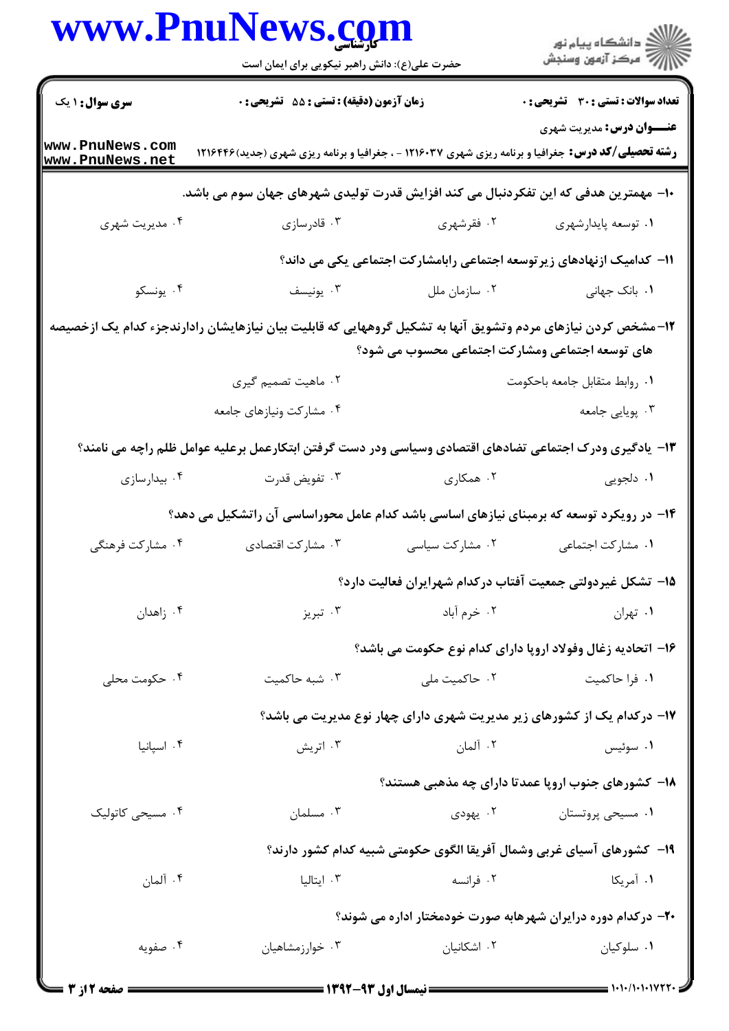**عنـــوان درس:** مدیریت شهری

**رشته تحصیلی/کد درس:** جغرافیا و برنامه ریزی شهری ۱۲۱۶۰۳۷ - ، جغرافیا و برنامه ریزی شهری (جدید)۱۲۱۶۴۴۶

**سری سوال:** ۱ یک | **زمان آزمون (دقیقه) : تستی :** ۵۵ **تشریحی :** ۰ | **تعداد سوالات : تستی :** ۳۰ **تشریحی :** ۰

۱۰- مهمترین هدفی که این تفکردنبال می کند افزایش قدرت تولیدی شهرهای جهان سوم می باشد.

۱. توسعه پایدارشهری
۲. فقرشهری
۳. قادرسازی
۴. مدیریت شهری

۱۱- کدامیک ازنهادهای زیرتوسعه اجتماعی رابامشارکت اجتماعی یکی می داند؟

۱. بانک جهانی
۲. سازمان ملل
۳. یونیسف
۴. یونسکو

۱۲- مشخص کردن نیازهای مردم وتشویق آنها به تشکیل گروههایی که قابلیت بیان نیازهایشان رادارندجزء کدام یک ازخصیصه های توسعه اجتماعی ومشارکت اجتماعی محسوب می شود؟

۱. روابط متقابل جامعه باحکومت
۲. ماهیت تصمیم گیری
۳. پویایی جامعه
۴. مشارکت ونیازهای جامعه

۱۳- یادگیری ودرک اجتماعی تضادهای اقتصادی وسیاسی ودر دست گرفتن ابتکارعمل برعلیه عوامل ظلم راچه می نامند؟

۱. دلجویی
۲. همکاری
۳. تفویض قدرت
۴. بیدارسازی

۱۴- در رویکرد توسعه که برمبنای نیازهای اساسی باشد کدام عامل محوراساسی آن راتشکیل می دهد؟

۱. مشارکت اجتماعی
۲. مشارکت سیاسی
۳. مشارکت اقتصادی
۴. مشارکت فرهنگی

۱۵- تشکل غیردولتی جمعیت آفتاب درکدام شهرایران فعالیت دارد؟

۱. تهران
۲. خرم آباد
۳. تبریز
۴. زاهدان

۱۶- اتحادیه زغال وفولاد اروپا دارای کدام نوع حکومت می باشد؟

۱. فرا حاکمیت
۲. حاکمیت ملی
۳. شبه حاکمیت
۴. حکومت محلی

۱۷- درکدام یک از کشورهای زیر مدیریت شهری دارای چهار نوع مدیریت می باشد؟

۱. سوئیس
۲. آلمان
۳. اتریش
۴. اسپانیا

۱۸- کشورهای جنوب اروپا عمدتا دارای چه مذهبی هستند؟

۱. مسیحی پروتستان
۲. یهودی
۳. مسلمان
۴. مسیحی کاتولیک

۱۹- کشورهای آسیای غربی وشمال آفریقا الگوی حکومتی شبیه کدام کشور دارند؟

۱. آمریکا
۲. فرانسه
۳. ایتالیا
۴. آلمان

۲۰- درکدام دوره درایران شهرهابه صورت خودمختار اداره می شوند؟

۱. سلوکیان
۲. اشکانیان
۳. خوارزمشاهیان
۴. صفویه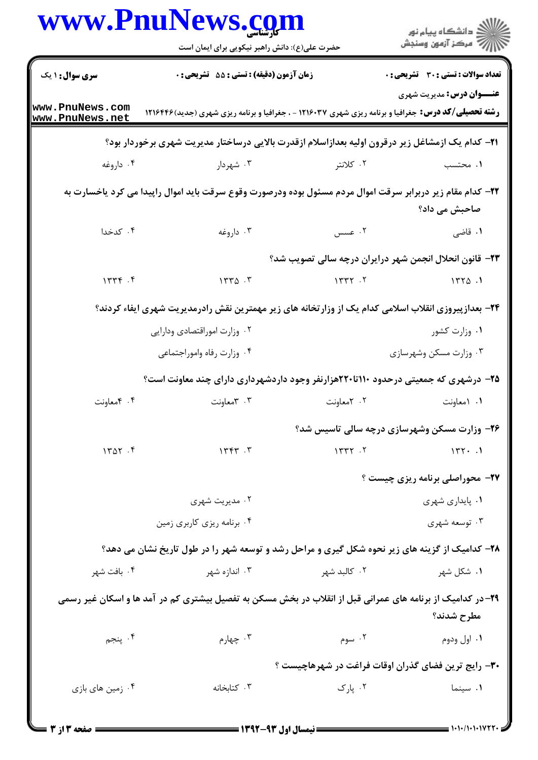۲۱- کدام یک ازمشاغل زیر درقرون اولیه بعدازاسلام ازقدرت بالایی درساختار مدیریت شهری برخوردار بود؟

۱. محتسب ۲. کلانتر ۳. شهردار ۴. داروغه

۲۲- کدام مقام زیر دربرابر سرقت اموال مردم مسئول بوده ودرصورت وقوع سرقت باید اموال راپیدا می کرد یاخسارت به صاحبش می داد؟

۱. قاضی ۲. عسس ۳. داروغه ۴. کدخدا

۲۳- قانون انحلال انجمن شهر درایران درچه سالی تصویب شد؟

۱. ۱۳۲۵ ۲. ۱۳۳۲ ۳. ۱۳۳۵ ۴. ۱۳۳۴

۲۴- بعدازپیروزی انقلاب اسلامی کدام یک از وزارتخانه های زیر مهمترین نقش رادرمدیریت شهری ایفاء کردند؟

۱. وزارت کشور ۲. وزارت اموراقتصادی ودارایی ۳. وزارت مسکن وشهرسازی ۴. وزارت رفاه واموراجتماعی

۲۵- درشهری که جمعیتی درحدود ۱۱۰تا۲۲۰هزارنفر وجود داردشهرداری دارای چند معاونت است؟

۱. ۱معاونت ۲. ۲معاونت ۳. ۳معاونت ۴. ۴معاونت

۲۶- وزارت مسکن وشهرسازی درچه سالی تاسیس شد؟

۱. ۱۳۲۰ ۲. ۱۳۳۲ ۳. ۱۳۴۳ ۴. ۱۳۵۲

۲۷- محوراصلی برنامه ریزی چیست ؟

۱. پایداری شهری ۲. مدیریت شهری ۳. توسعه شهری ۴. برنامه ریزی کاربری زمین

۲۸- کدامیک از گزینه های زیر نحوه شکل گیری و مراحل رشد و توسعه شهر را در طول تاریخ نشان می دهد؟

۱. شکل شهر ۲. کالبد شهر ۳. اندازه شهر ۴. بافت شهر

۲۹- در کدامیک از برنامه های عمرانی قبل از انقلاب در بخش مسکن به تفصیل بیشتری کم در آمد ها و اسکان غیر رسمی مطرح شدند؟

۱. اول ودوم ۲. سوم ۳. چهارم ۴. پنجم

۳۰- رایج ترین فضای گذران اوقات فراغت در شهرهاچیست ؟

۱. سینما ۲. پارک ۳. کتابخانه ۴. زمین های بازی